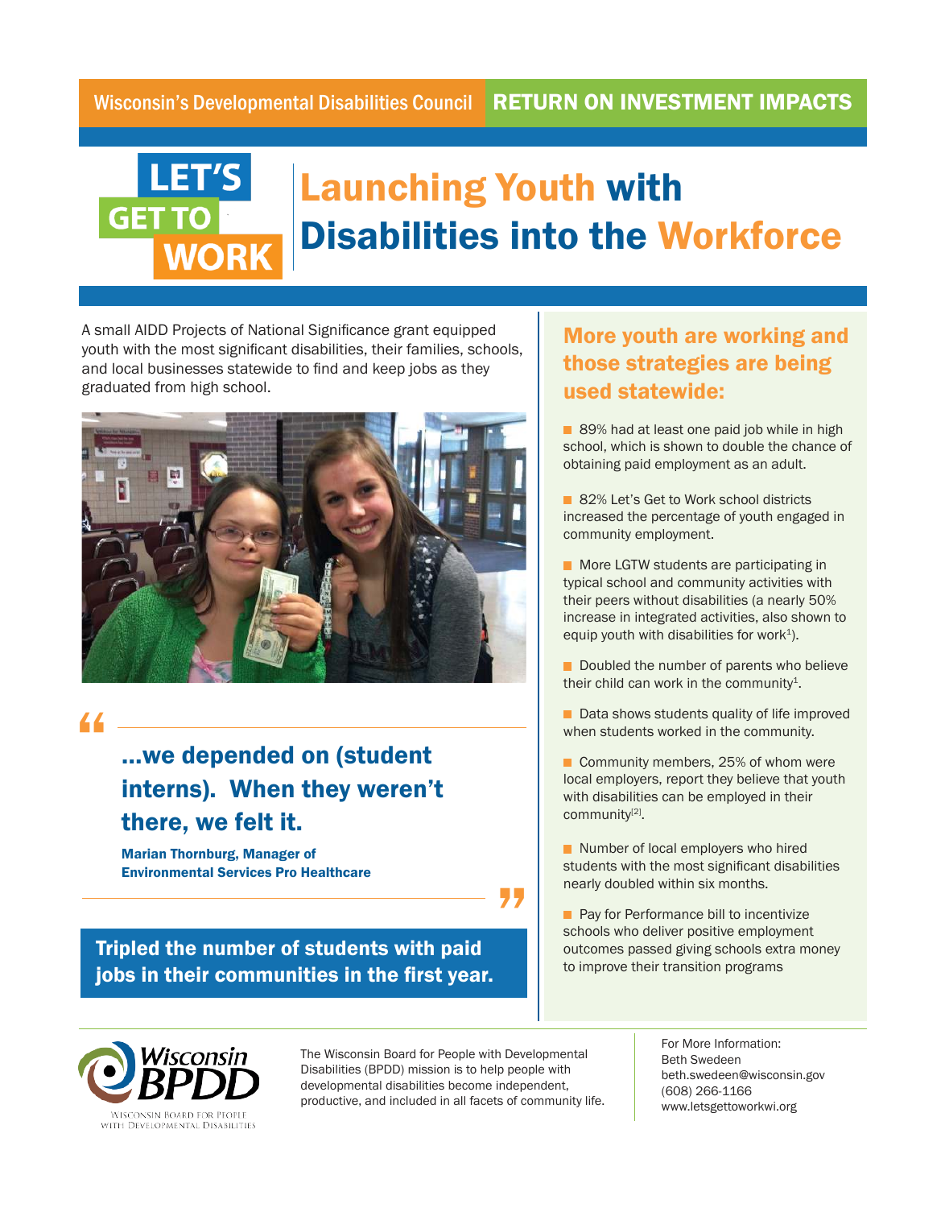Wisconsin's Developmental Disabilities Council **RETURN ON INVESTMENT IMPACTS**

LET'S GET TO WORK

# Launching Youth with Disabilities into the Workforce

A small AIDD Projects of National Significance grant equipped youth with the most significant disabilities, their families, schools, and local businesses statewide to find and keep jobs as they graduated from high school.

> **...we depended on (student interns). When they weren't there, we felt it.**
>
> **Marian Thornburg, Manager of Environmental Services Pro Healthcare**

**Tripled the number of students with paid jobs in their communities in the first year.**

## More youth are working and those strategies are being used statewide:

- 89% had at least one paid job while in high school, which is shown to double the chance of obtaining paid employment as an adult.
- 82% Let's Get to Work school districts increased the percentage of youth engaged in community employment.
- More LGTW students are participating in typical school and community activities with their peers without disabilities (a nearly 50% increase in integrated activities, also shown to equip youth with disabilities for work[1]).
- Doubled the number of parents who believe their child can work in the community[1].
- Data shows students quality of life improved when students worked in the community.
- Community members, 25% of whom were local employers, report they believe that youth with disabilities can be employed in their community[2].
- Number of local employers who hired students with the most significant disabilities nearly doubled within six months.
- Pay for Performance bill to incentivize schools who deliver positive employment outcomes passed giving schools extra money to improve their transition programs

Wisconsin BPDD
Wisconsin Board for People with Developmental Disabilities

The Wisconsin Board for People with Developmental Disabilities (BPDD) mission is to help people with developmental disabilities become independent, productive, and included in all facets of community life.

For More Information:
Beth Swedeen
beth.swedeen@wisconsin.gov
(608) 266-1166
www.letsgettoworkwi.org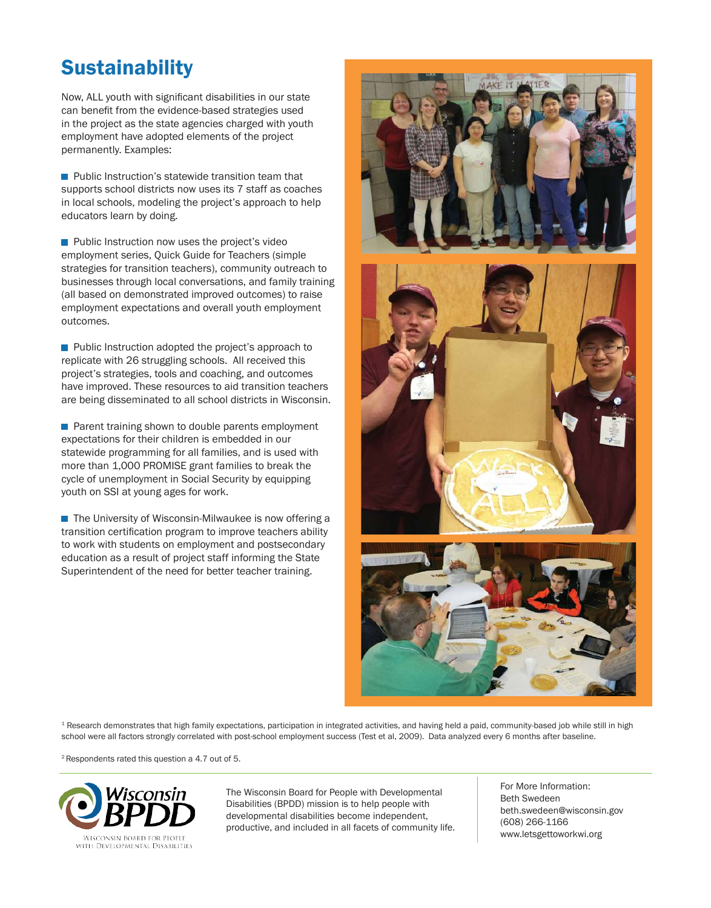## Sustainability

Now, ALL youth with significant disabilities in our state can benefit from the evidence-based strategies used in the project as the state agencies charged with youth employment have adopted elements of the project permanently. Examples:

- Public Instruction's statewide transition team that supports school districts now uses its 7 staff as coaches in local schools, modeling the project's approach to help educators learn by doing.

- Public Instruction now uses the project's video employment series, Quick Guide for Teachers (simple strategies for transition teachers), community outreach to businesses through local conversations, and family training (all based on demonstrated improved outcomes) to raise employment expectations and overall youth employment outcomes.

- Public Instruction adopted the project's approach to replicate with 26 struggling schools. All received this project's strategies, tools and coaching, and outcomes have improved. These resources to aid transition teachers are being disseminated to all school districts in Wisconsin.

- Parent training shown to double parents employment expectations for their children is embedded in our statewide programming for all families, and is used with more than 1,000 PROMISE grant families to break the cycle of unemployment in Social Security by equipping youth on SSI at young ages for work.

- The University of Wisconsin-Milwaukee is now offering a transition certification program to improve teachers ability to work with students on employment and postsecondary education as a result of project staff informing the State Superintendent of the need for better teacher training.

[1] Research demonstrates that high family expectations, participation in integrated activities, and having held a paid, community-based job while still in high school were all factors strongly correlated with post-school employment success (Test et al, 2009). Data analyzed every 6 months after baseline.

[2] Respondents rated this question a 4.7 out of 5.

Wisconsin BPDD
Wisconsin Board for People with Developmental Disabilities

The Wisconsin Board for People with Developmental Disabilities (BPDD) mission is to help people with developmental disabilities become independent, productive, and included in all facets of community life.

For More Information:
Beth Swedeen
beth.swedeen@wisconsin.gov
(608) 266-1166
www.letsgettoworkwi.org